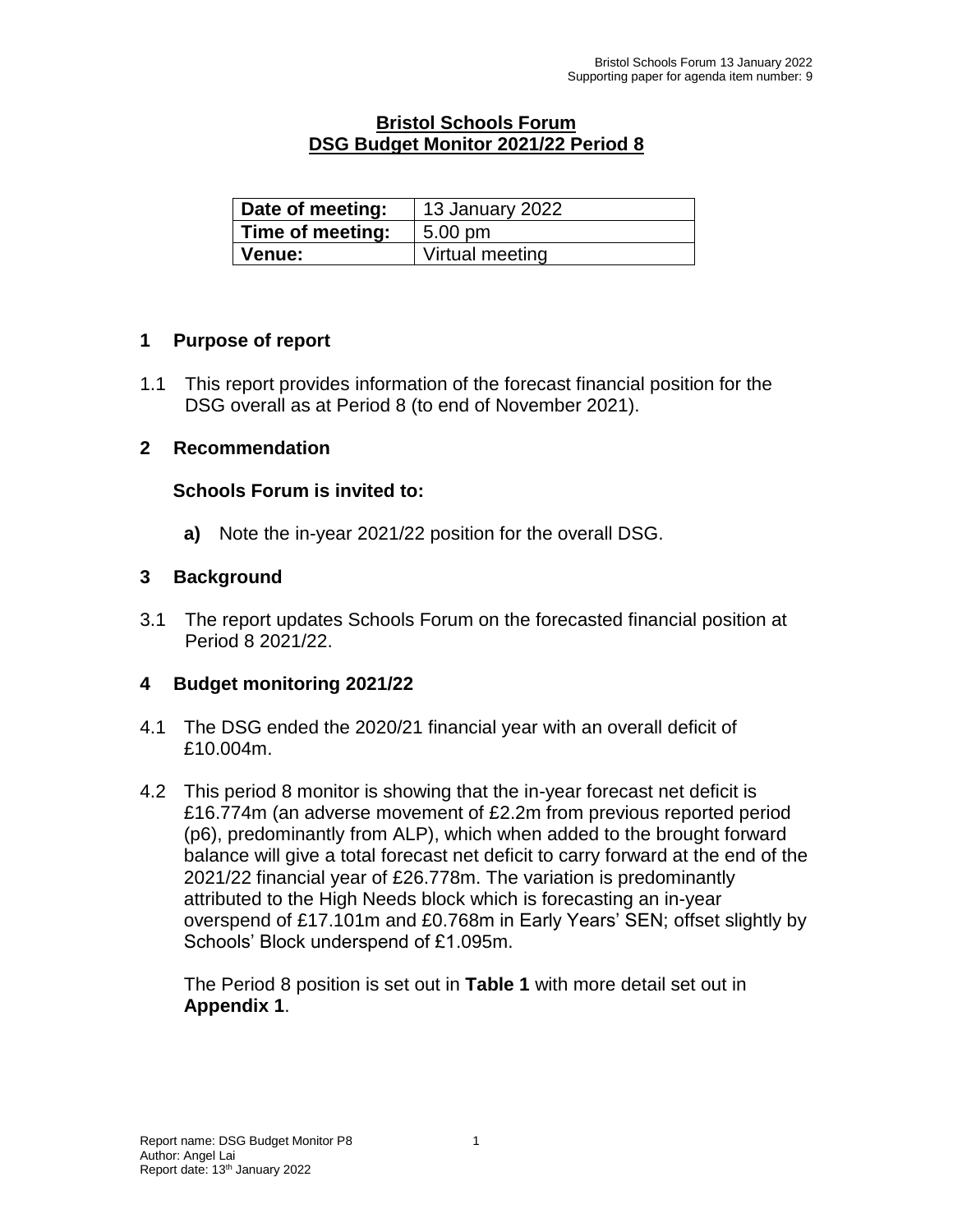# Bristol Schools Forum
# DSG Budget Monitor 2021/22 Period 8

| Date of meeting: | 13 January 2022 |
|---|---|
| Time of meeting: | 5.00 pm |
| Venue: | Virtual meeting |

## 1 Purpose of report

1.1 This report provides information of the forecast financial position for the DSG overall as at Period 8 (to end of November 2021).

## 2 Recommendation

**Schools Forum is invited to:**

**a)** Note the in-year 2021/22 position for the overall DSG.

## 3 Background

3.1 The report updates Schools Forum on the forecasted financial position at Period 8 2021/22.

## 4 Budget monitoring 2021/22

4.1 The DSG ended the 2020/21 financial year with an overall deficit of £10.004m.

4.2 This period 8 monitor is showing that the in-year forecast net deficit is £16.774m (an adverse movement of £2.2m from previous reported period (p6), predominantly from ALP), which when added to the brought forward balance will give a total forecast net deficit to carry forward at the end of the 2021/22 financial year of £26.778m. The variation is predominantly attributed to the High Needs block which is forecasting an in-year overspend of £17.101m and £0.768m in Early Years' SEN; offset slightly by Schools' Block underspend of £1.095m.

The Period 8 position is set out in **Table 1** with more detail set out in **Appendix 1**.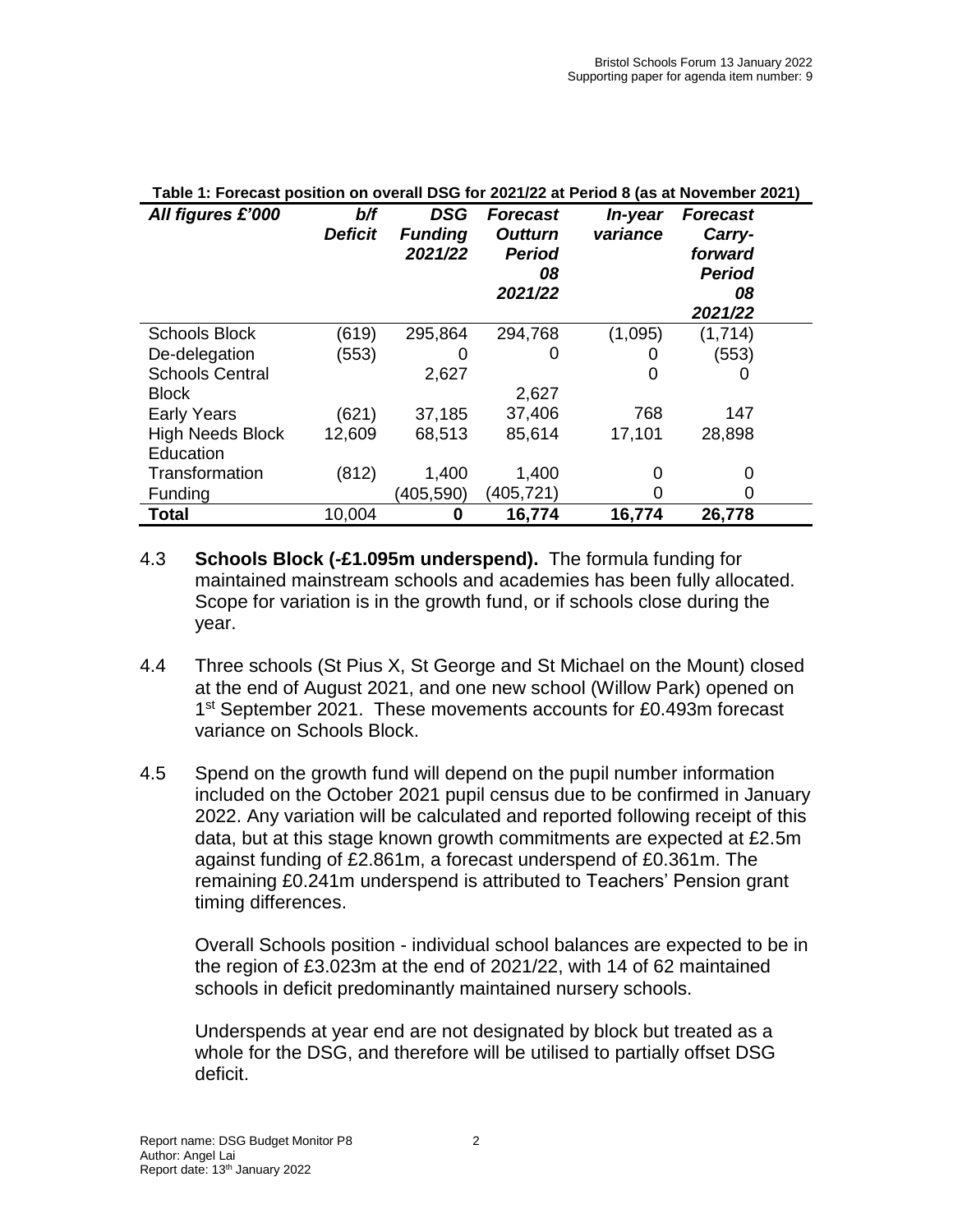**Table 1: Forecast position on overall DSG for 2021/22 at Period 8 (as at November 2021)**

| *All figures £'000* | *b/f Deficit* | *DSG Funding 2021/22* | *Forecast Outturn Period 08 2021/22* | *In-year variance* | *Forecast Carry-forward Period 08 2021/22* |
|---|---|---|---|---|---|
| Schools Block | (619) | 295,864 | 294,768 | (1,095) | (1,714) |
| De-delegation | (553) | 0 | 0 | 0 | (553) |
| Schools Central Block | | 2,627 | 2,627 | 0 | 0 |
| Early Years | (621) | 37,185 | 37,406 | 768 | 147 |
| High Needs Block | 12,609 | 68,513 | 85,614 | 17,101 | 28,898 |
| Education Transformation | (812) | 1,400 | 1,400 | 0 | 0 |
| Funding | | (405,590) | (405,721) | 0 | 0 |
| **Total** | 10,004 | **0** | **16,774** | **16,774** | **26,778** |

4.3 **Schools Block (-£1.095m underspend).** The formula funding for maintained mainstream schools and academies has been fully allocated. Scope for variation is in the growth fund, or if schools close during the year.

4.4 Three schools (St Pius X, St George and St Michael on the Mount) closed at the end of August 2021, and one new school (Willow Park) opened on 1st September 2021. These movements accounts for £0.493m forecast variance on Schools Block.

4.5 Spend on the growth fund will depend on the pupil number information included on the October 2021 pupil census due to be confirmed in January 2022. Any variation will be calculated and reported following receipt of this data, but at this stage known growth commitments are expected at £2.5m against funding of £2.861m, a forecast underspend of £0.361m. The remaining £0.241m underspend is attributed to Teachers' Pension grant timing differences.

Overall Schools position - individual school balances are expected to be in the region of £3.023m at the end of 2021/22, with 14 of 62 maintained schools in deficit predominantly maintained nursery schools.

Underspends at year end are not designated by block but treated as a whole for the DSG, and therefore will be utilised to partially offset DSG deficit.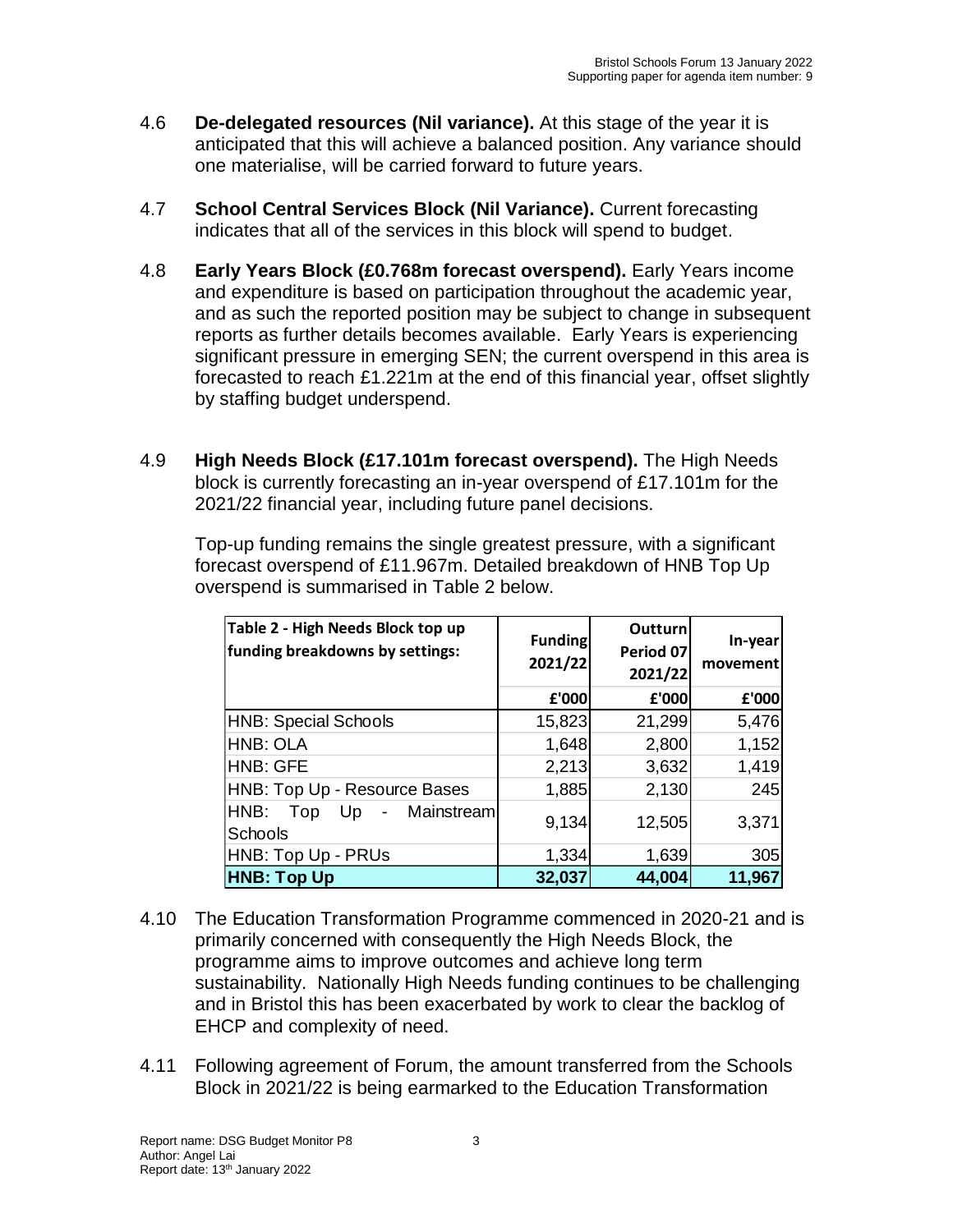4.6 **De-delegated resources (Nil variance).** At this stage of the year it is anticipated that this will achieve a balanced position. Any variance should one materialise, will be carried forward to future years.

4.7 **School Central Services Block (Nil Variance).** Current forecasting indicates that all of the services in this block will spend to budget.

4.8 **Early Years Block (£0.768m forecast overspend).** Early Years income and expenditure is based on participation throughout the academic year, and as such the reported position may be subject to change in subsequent reports as further details becomes available. Early Years is experiencing significant pressure in emerging SEN; the current overspend in this area is forecasted to reach £1.221m at the end of this financial year, offset slightly by staffing budget underspend.

4.9 **High Needs Block (£17.101m forecast overspend).** The High Needs block is currently forecasting an in-year overspend of £17.101m for the 2021/22 financial year, including future panel decisions.

Top-up funding remains the single greatest pressure, with a significant forecast overspend of £11.967m. Detailed breakdown of HNB Top Up overspend is summarised in Table 2 below.

| Table 2 - High Needs Block top up funding breakdowns by settings: | Funding 2021/22 | Outturn Period 07 2021/22 | In-year movement |
|---|---|---|---|
| | £'000 | £'000 | £'000 |
| HNB: Special Schools | 15,823 | 21,299 | 5,476 |
| HNB: OLA | 1,648 | 2,800 | 1,152 |
| HNB: GFE | 2,213 | 3,632 | 1,419 |
| HNB: Top Up - Resource Bases | 1,885 | 2,130 | 245 |
| HNB: Top Up - Mainstream Schools | 9,134 | 12,505 | 3,371 |
| HNB: Top Up - PRUs | 1,334 | 1,639 | 305 |
| **HNB: Top Up** | **32,037** | **44,004** | **11,967** |

4.10 The Education Transformation Programme commenced in 2020-21 and is primarily concerned with consequently the High Needs Block, the programme aims to improve outcomes and achieve long term sustainability. Nationally High Needs funding continues to be challenging and in Bristol this has been exacerbated by work to clear the backlog of EHCP and complexity of need.

4.11 Following agreement of Forum, the amount transferred from the Schools Block in 2021/22 is being earmarked to the Education Transformation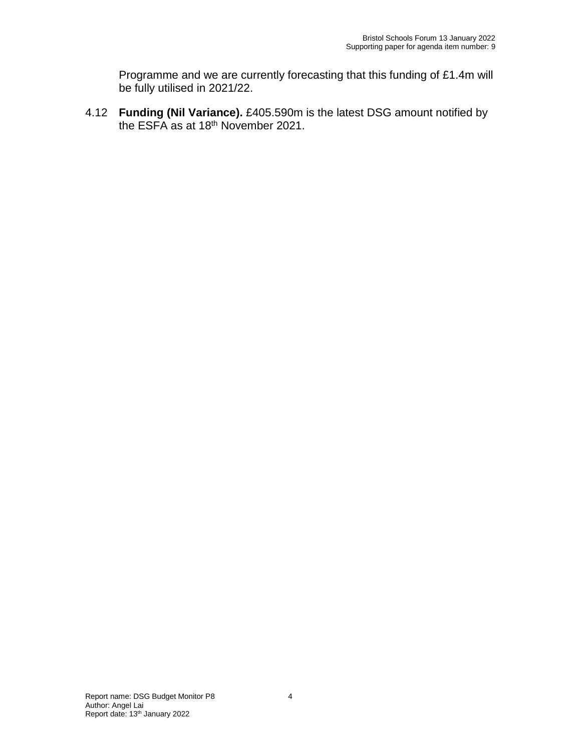Programme and we are currently forecasting that this funding of £1.4m will be fully utilised in 2021/22.

4.12 **Funding (Nil Variance).** £405.590m is the latest DSG amount notified by the ESFA as at 18th November 2021.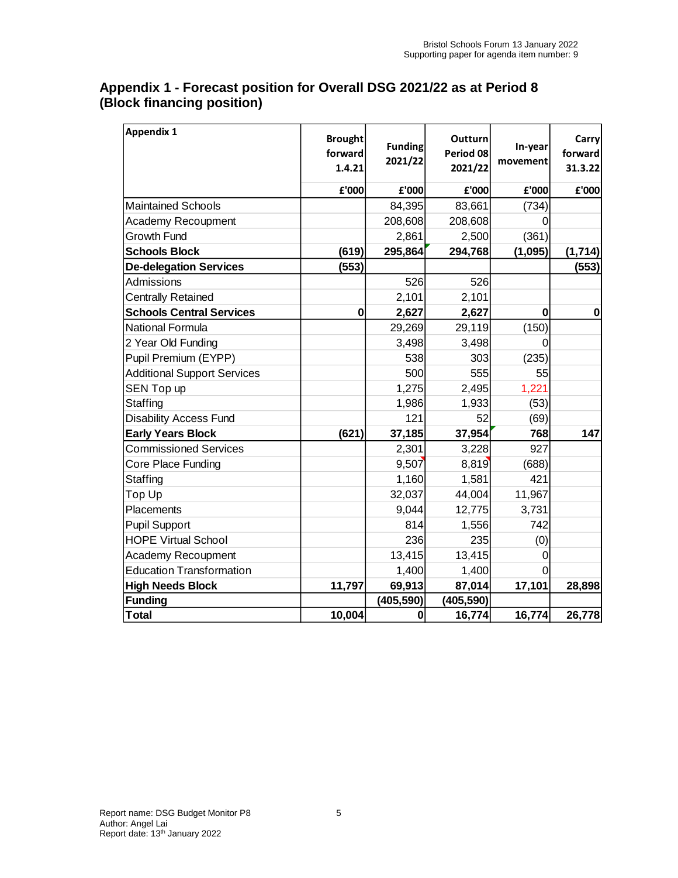## Appendix 1 - Forecast position for Overall DSG 2021/22 as at Period 8 (Block financing position)

| Appendix 1 | Brought forward 1.4.21 | Funding 2021/22 | Outturn Period 08 2021/22 | In-year movement | Carry forward 31.3.22 |
|---|---|---|---|---|---|
| | £'000 | £'000 | £'000 | £'000 | £'000 |
| Maintained Schools | | 84,395 | 83,661 | (734) | |
| Academy Recoupment | | 208,608 | 208,608 | 0 | |
| Growth Fund | | 2,861 | 2,500 | (361) | |
| **Schools Block** | **(619)** | **295,864** | **294,768** | **(1,095)** | **(1,714)** |
| **De-delegation Services** | **(553)** | | | | **(553)** |
| Admissions | | 526 | 526 | | |
| Centrally Retained | | 2,101 | 2,101 | | |
| **Schools Central Services** | **0** | **2,627** | **2,627** | **0** | **0** |
| National Formula | | 29,269 | 29,119 | (150) | |
| 2 Year Old Funding | | 3,498 | 3,498 | 0 | |
| Pupil Premium (EYPP) | | 538 | 303 | (235) | |
| Additional Support Services | | 500 | 555 | 55 | |
| SEN Top up | | 1,275 | 2,495 | 1,221 | |
| Staffing | | 1,986 | 1,933 | (53) | |
| Disability Access Fund | | 121 | 52 | (69) | |
| **Early Years Block** | **(621)** | **37,185** | **37,954** | **768** | **147** |
| Commissioned Services | | 2,301 | 3,228 | 927 | |
| Core Place Funding | | 9,507 | 8,819 | (688) | |
| Staffing | | 1,160 | 1,581 | 421 | |
| Top Up | | 32,037 | 44,004 | 11,967 | |
| Placements | | 9,044 | 12,775 | 3,731 | |
| Pupil Support | | 814 | 1,556 | 742 | |
| HOPE Virtual School | | 236 | 235 | (0) | |
| Academy Recoupment | | 13,415 | 13,415 | 0 | |
| Education Transformation | | 1,400 | 1,400 | 0 | |
| **High Needs Block** | **11,797** | **69,913** | **87,014** | **17,101** | **28,898** |
| **Funding** | | **(405,590)** | **(405,590)** | | |
| **Total** | **10,004** | **0** | **16,774** | **16,774** | **26,778** |